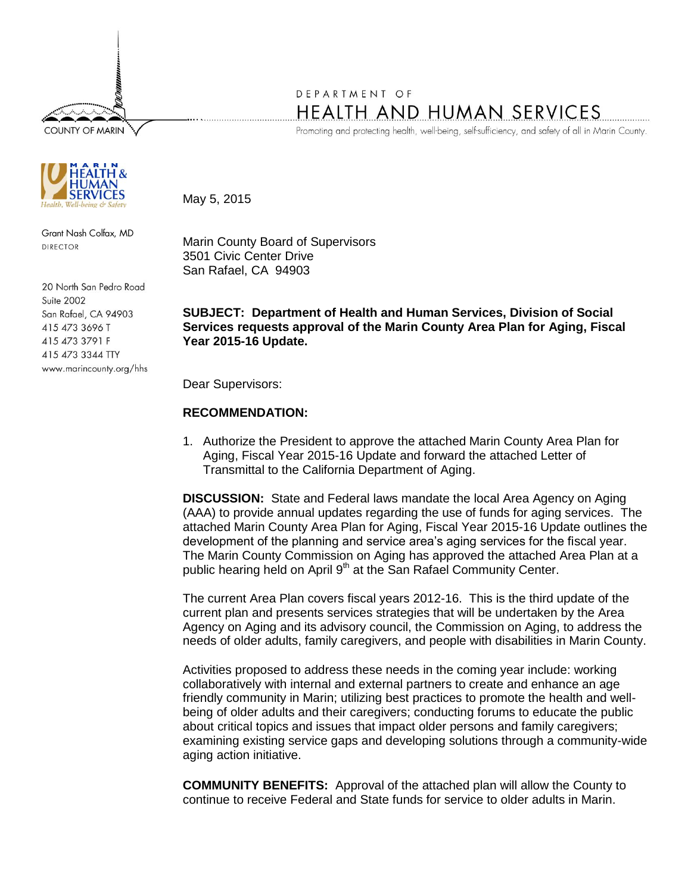COUNTY OF MARIN

DEPARTMENT OF

HEALTH AND HUMAN SERVICES

Promoting and protecting health, well-being, self-sufficiency, and safety of all in Marin County.

MARIN HEALTH & HUMAN SERVICES

*Health, Well-being & Safety*

Grant Nash Colfax, MD
DIRECTOR

20 North San Pedro Road
Suite 2002
San Rafael, CA 94903
415 473 3696 T
415 473 3791 F
415 473 3344 TTY
www.marincounty.org/hhs

May 5, 2015

Marin County Board of Supervisors
3501 Civic Center Drive
San Rafael, CA 94903

**SUBJECT: Department of Health and Human Services, Division of Social Services requests approval of the Marin County Area Plan for Aging, Fiscal Year 2015-16 Update.**

Dear Supervisors:

**RECOMMENDATION:**

1. Authorize the President to approve the attached Marin County Area Plan for Aging, Fiscal Year 2015-16 Update and forward the attached Letter of Transmittal to the California Department of Aging.

**DISCUSSION:** State and Federal laws mandate the local Area Agency on Aging (AAA) to provide annual updates regarding the use of funds for aging services. The attached Marin County Area Plan for Aging, Fiscal Year 2015-16 Update outlines the development of the planning and service area's aging services for the fiscal year. The Marin County Commission on Aging has approved the attached Area Plan at a public hearing held on April 9th at the San Rafael Community Center.

The current Area Plan covers fiscal years 2012-16. This is the third update of the current plan and presents services strategies that will be undertaken by the Area Agency on Aging and its advisory council, the Commission on Aging, to address the needs of older adults, family caregivers, and people with disabilities in Marin County.

Activities proposed to address these needs in the coming year include: working collaboratively with internal and external partners to create and enhance an age friendly community in Marin; utilizing best practices to promote the health and well-being of older adults and their caregivers; conducting forums to educate the public about critical topics and issues that impact older persons and family caregivers; examining existing service gaps and developing solutions through a community-wide aging action initiative.

**COMMUNITY BENEFITS:** Approval of the attached plan will allow the County to continue to receive Federal and State funds for service to older adults in Marin.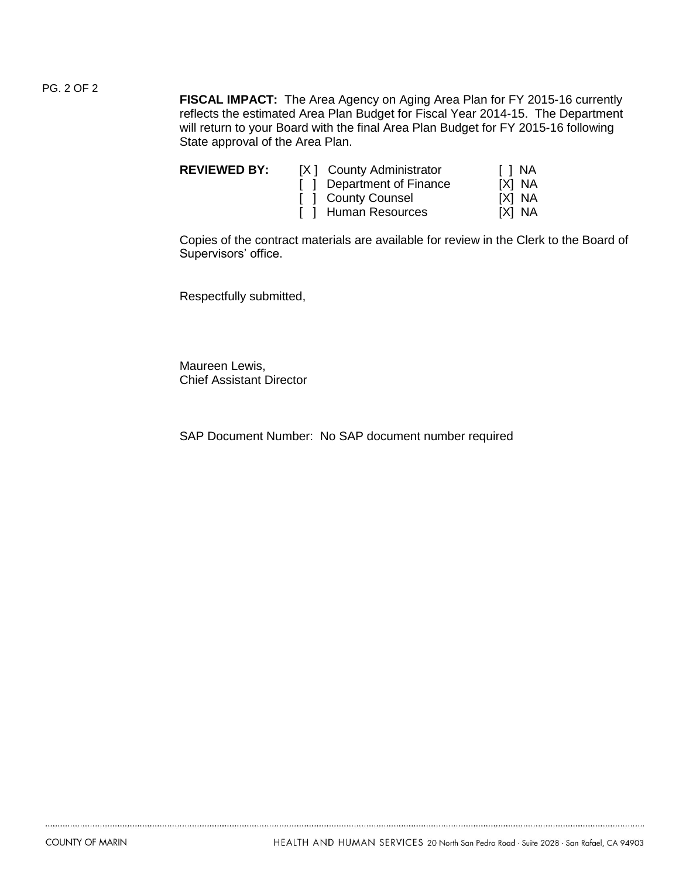**FISCAL IMPACT:** The Area Agency on Aging Area Plan for FY 2015-16 currently reflects the estimated Area Plan Budget for Fiscal Year 2014-15. The Department will return to your Board with the final Area Plan Budget for FY 2015-16 following State approval of the Area Plan.

| | | |
|---|---|---|
| **REVIEWED BY:** | [X ] County Administrator | [ ] NA |
| | [ ] Department of Finance | [X] NA |
| | [ ] County Counsel | [X] NA |
| | [ ] Human Resources | [X] NA |

Copies of the contract materials are available for review in the Clerk to the Board of Supervisors' office.

Respectfully submitted,

Maureen Lewis,
Chief Assistant Director

SAP Document Number: No SAP document number required

COUNTY OF MARIN

HEALTH AND HUMAN SERVICES 20 North San Pedro Road · Suite 2028 · San Rafael, CA 94903